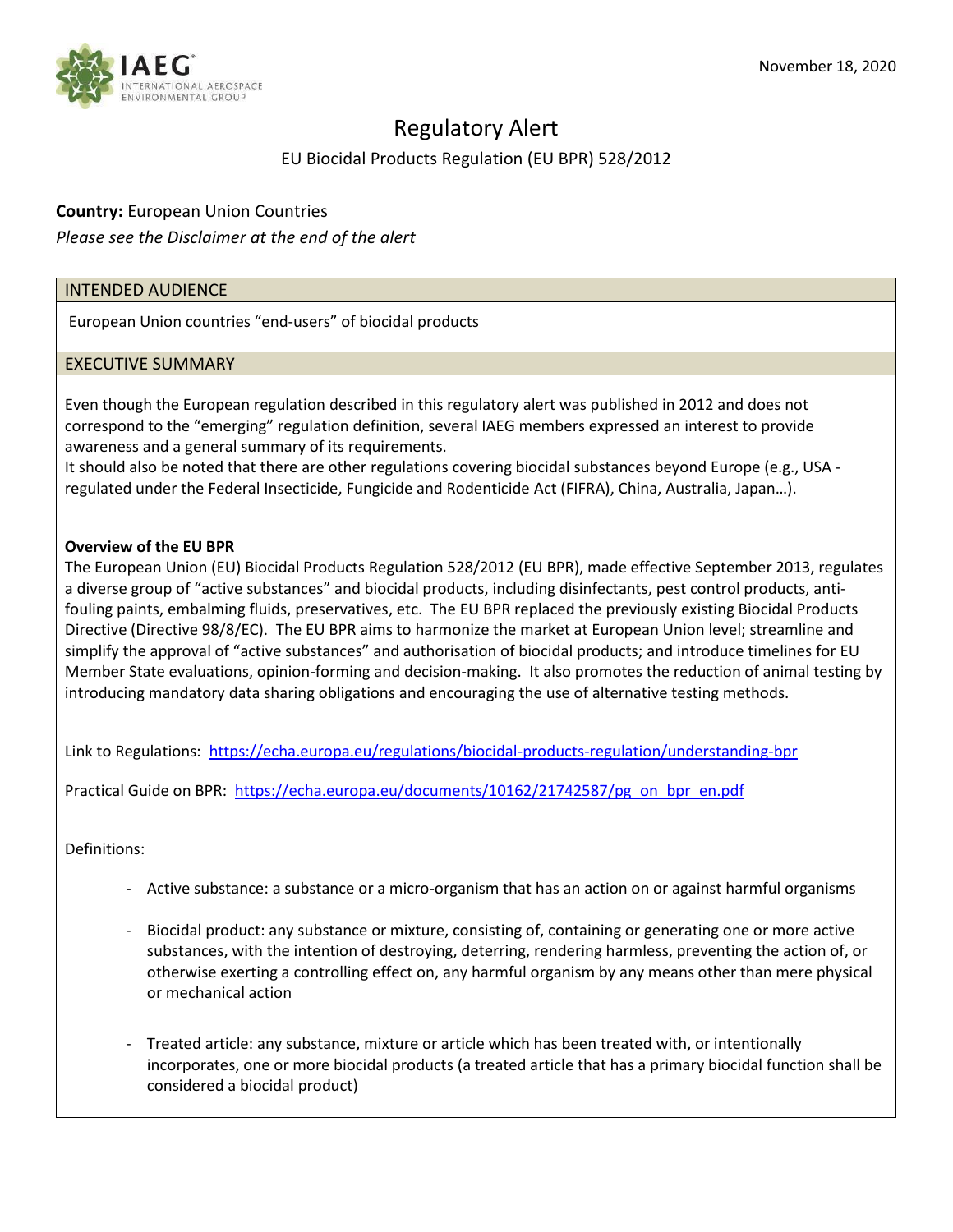November 18, 2020

# Regulatory Alert

## EU Biocidal Products Regulation (EU BPR) 528/2012

**Country:** European Union Countries

*Please see the Disclaimer at the end of the alert*

### INTENDED AUDIENCE

European Union countries "end-users" of biocidal products

### EXECUTIVE SUMMARY

Even though the European regulation described in this regulatory alert was published in 2012 and does not correspond to the "emerging" regulation definition, several IAEG members expressed an interest to provide awareness and a general summary of its requirements.
It should also be noted that there are other regulations covering biocidal substances beyond Europe (e.g., USA - regulated under the Federal Insecticide, Fungicide and Rodenticide Act (FIFRA), China, Australia, Japan…).

**Overview of the EU BPR**

The European Union (EU) Biocidal Products Regulation 528/2012 (EU BPR), made effective September 2013, regulates a diverse group of "active substances" and biocidal products, including disinfectants, pest control products, anti-fouling paints, embalming fluids, preservatives, etc. The EU BPR replaced the previously existing Biocidal Products Directive (Directive 98/8/EC). The EU BPR aims to harmonize the market at European Union level; streamline and simplify the approval of "active substances" and authorisation of biocidal products; and introduce timelines for EU Member State evaluations, opinion-forming and decision-making. It also promotes the reduction of animal testing by introducing mandatory data sharing obligations and encouraging the use of alternative testing methods.

Link to Regulations: [https://echa.europa.eu/regulations/biocidal-products-regulation/understanding-bpr](https://echa.europa.eu/regulations/biocidal-products-regulation/understanding-bpr)

Practical Guide on BPR: [https://echa.europa.eu/documents/10162/21742587/pg_on_bpr_en.pdf](https://echa.europa.eu/documents/10162/21742587/pg_on_bpr_en.pdf)

Definitions:

- Active substance: a substance or a micro-organism that has an action on or against harmful organisms
- Biocidal product: any substance or mixture, consisting of, containing or generating one or more active substances, with the intention of destroying, deterring, rendering harmless, preventing the action of, or otherwise exerting a controlling effect on, any harmful organism by any means other than mere physical or mechanical action
- Treated article: any substance, mixture or article which has been treated with, or intentionally incorporates, one or more biocidal products (a treated article that has a primary biocidal function shall be considered a biocidal product)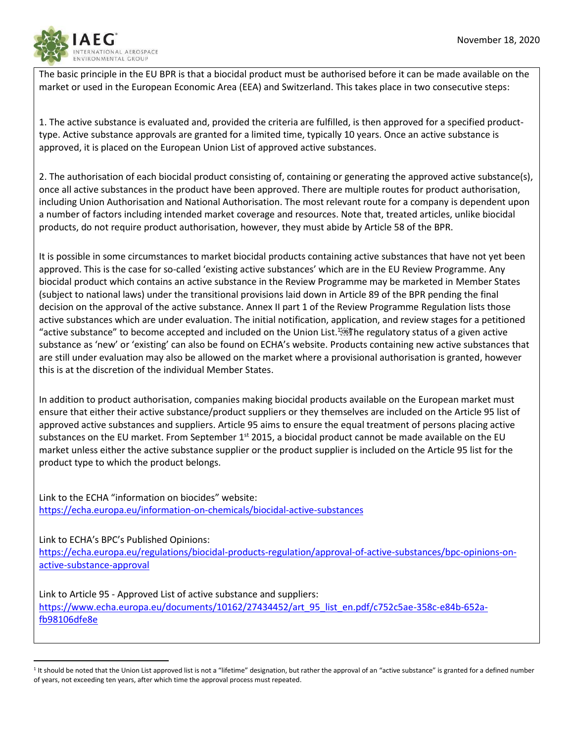The basic principle in the EU BPR is that a biocidal product must be authorised before it can be made available on the market or used in the European Economic Area (EEA) and Switzerland. This takes place in two consecutive steps:

1. The active substance is evaluated and, provided the criteria are fulfilled, is then approved for a specified product-type. Active substance approvals are granted for a limited time, typically 10 years. Once an active substance is approved, it is placed on the European Union List of approved active substances.

2. The authorisation of each biocidal product consisting of, containing or generating the approved active substance(s), once all active substances in the product have been approved. There are multiple routes for product authorisation, including Union Authorisation and National Authorisation. The most relevant route for a company is dependent upon a number of factors including intended market coverage and resources. Note that, treated articles, unlike biocidal products, do not require product authorisation, however, they must abide by Article 58 of the BPR.

It is possible in some circumstances to market biocidal products containing active substances that have not yet been approved. This is the case for so-called 'existing active substances' which are in the EU Review Programme. Any biocidal product which contains an active substance in the Review Programme may be marketed in Member States (subject to national laws) under the transitional provisions laid down in Article 89 of the BPR pending the final decision on the approval of the active substance. Annex II part 1 of the Review Programme Regulation lists those active substances which are under evaluation. The initial notification, application, and review stages for a petitioned "active substance" to become accepted and included on the Union List.[1] The regulatory status of a given active substance as 'new' or 'existing' can also be found on ECHA's website. Products containing new active substances that are still under evaluation may also be allowed on the market where a provisional authorisation is granted, however this is at the discretion of the individual Member States.

In addition to product authorisation, companies making biocidal products available on the European market must ensure that either their active substance/product suppliers or they themselves are included on the Article 95 list of approved active substances and suppliers. Article 95 aims to ensure the equal treatment of persons placing active substances on the EU market. From September 1st 2015, a biocidal product cannot be made available on the EU market unless either the active substance supplier or the product supplier is included on the Article 95 list for the product type to which the product belongs.

Link to the ECHA "information on biocides" website:
https://echa.europa.eu/information-on-chemicals/biocidal-active-substances

Link to ECHA's BPC's Published Opinions:
https://echa.europa.eu/regulations/biocidal-products-regulation/approval-of-active-substances/bpc-opinions-on-active-substance-approval

Link to Article 95 - Approved List of active substance and suppliers:
https://www.echa.europa.eu/documents/10162/27434452/art_95_list_en.pdf/c752c5ae-358c-e84b-652a-fb98106dfe8e

[1] It should be noted that the Union List approved list is not a "lifetime" designation, but rather the approval of an "active substance" is granted for a defined number of years, not exceeding ten years, after which time the approval process must repeated.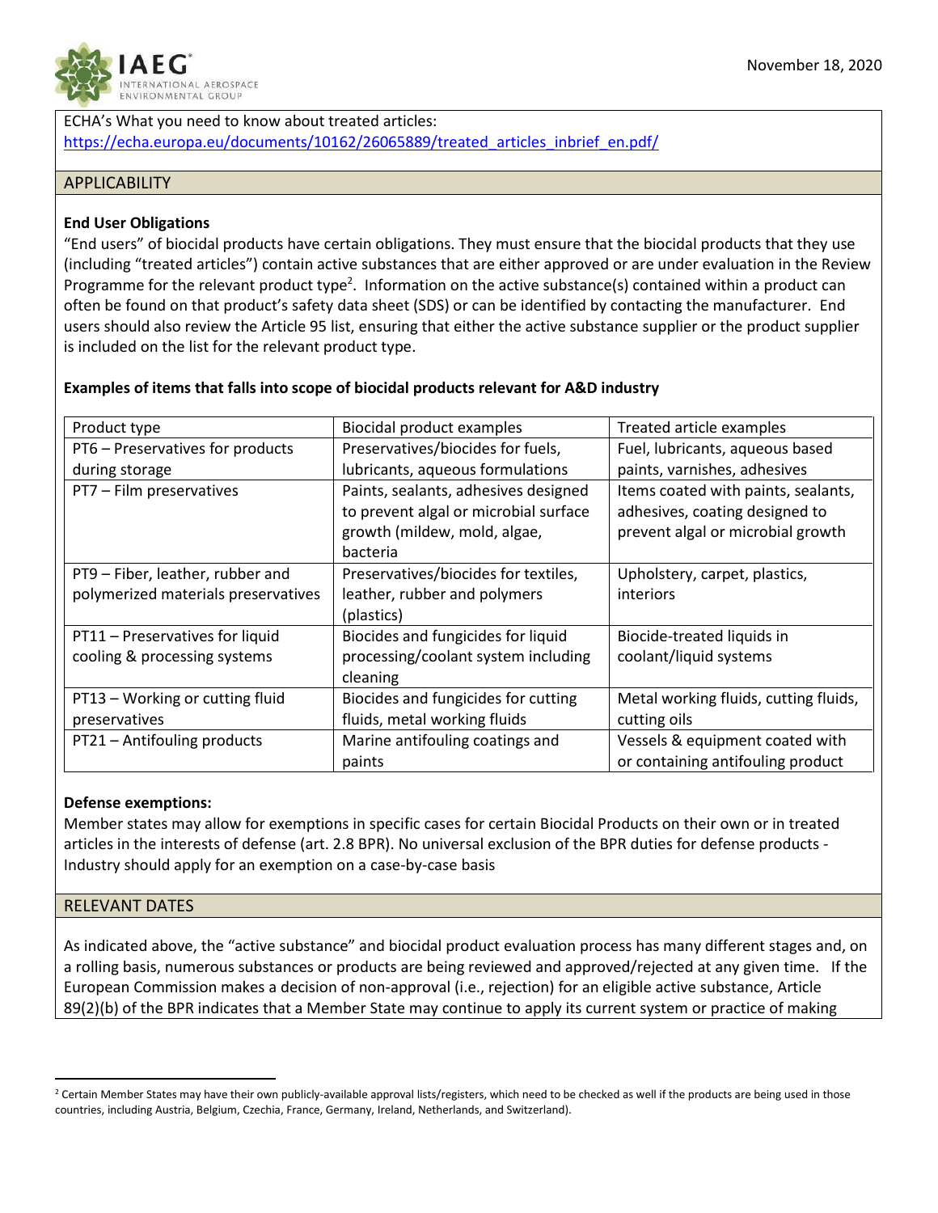ECHA's What you need to know about treated articles:
https://echa.europa.eu/documents/10162/26065889/treated_articles_inbrief_en.pdf/

## APPLICABILITY

**End User Obligations**

"End users" of biocidal products have certain obligations. They must ensure that the biocidal products that they use (including "treated articles") contain active substances that are either approved or are under evaluation in the Review Programme for the relevant product type[2]. Information on the active substance(s) contained within a product can often be found on that product's safety data sheet (SDS) or can be identified by contacting the manufacturer. End users should also review the Article 95 list, ensuring that either the active substance supplier or the product supplier is included on the list for the relevant product type.

**Examples of items that falls into scope of biocidal products relevant for A&D industry**

| Product type | Biocidal product examples | Treated article examples |
|---|---|---|
| PT6 – Preservatives for products during storage | Preservatives/biocides for fuels, lubricants, aqueous formulations | Fuel, lubricants, aqueous based paints, varnishes, adhesives |
| PT7 – Film preservatives | Paints, sealants, adhesives designed to prevent algal or microbial surface growth (mildew, mold, algae, bacteria | Items coated with paints, sealants, adhesives, coating designed to prevent algal or microbial growth |
| PT9 – Fiber, leather, rubber and polymerized materials preservatives | Preservatives/biocides for textiles, leather, rubber and polymers (plastics) | Upholstery, carpet, plastics, interiors |
| PT11 – Preservatives for liquid cooling & processing systems | Biocides and fungicides for liquid processing/coolant system including cleaning | Biocide-treated liquids in coolant/liquid systems |
| PT13 – Working or cutting fluid preservatives | Biocides and fungicides for cutting fluids, metal working fluids | Metal working fluids, cutting fluids, cutting oils |
| PT21 – Antifouling products | Marine antifouling coatings and paints | Vessels & equipment coated with or containing antifouling product |

**Defense exemptions:**

Member states may allow for exemptions in specific cases for certain Biocidal Products on their own or in treated articles in the interests of defense (art. 2.8 BPR). No universal exclusion of the BPR duties for defense products - Industry should apply for an exemption on a case-by-case basis

## RELEVANT DATES

As indicated above, the "active substance" and biocidal product evaluation process has many different stages and, on a rolling basis, numerous substances or products are being reviewed and approved/rejected at any given time. If the European Commission makes a decision of non-approval (i.e., rejection) for an eligible active substance, Article 89(2)(b) of the BPR indicates that a Member State may continue to apply its current system or practice of making

---

[2] Certain Member States may have their own publicly-available approval lists/registers, which need to be checked as well if the products are being used in those countries, including Austria, Belgium, Czechia, France, Germany, Ireland, Netherlands, and Switzerland).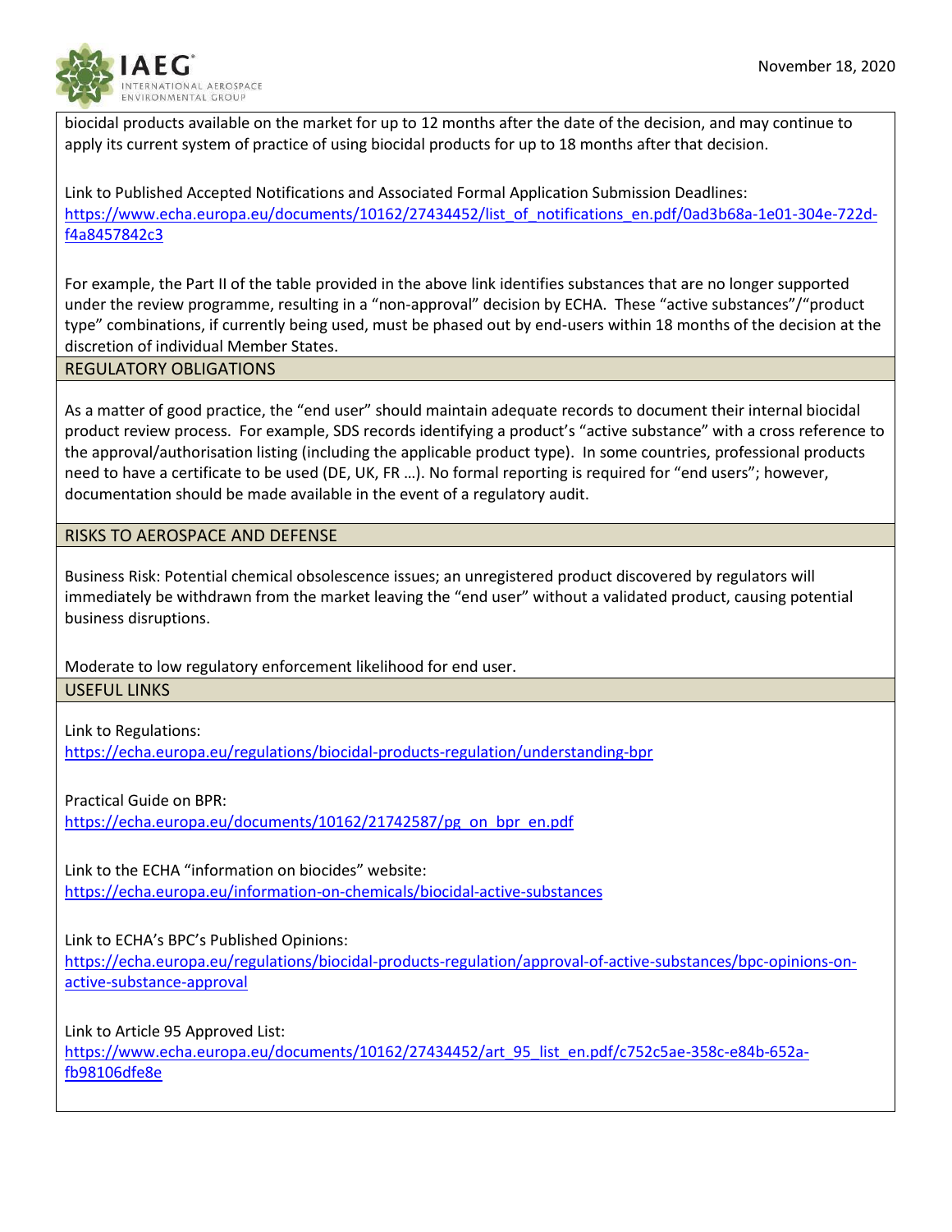biocidal products available on the market for up to 12 months after the date of the decision, and may continue to apply its current system of practice of using biocidal products for up to 18 months after that decision.

Link to Published Accepted Notifications and Associated Formal Application Submission Deadlines: https://www.echa.europa.eu/documents/10162/27434452/list_of_notifications_en.pdf/0ad3b68a-1e01-304e-722d-f4a8457842c3

For example, the Part II of the table provided in the above link identifies substances that are no longer supported under the review programme, resulting in a "non-approval" decision by ECHA. These "active substances"/"product type" combinations, if currently being used, must be phased out by end-users within 18 months of the decision at the discretion of individual Member States.

## REGULATORY OBLIGATIONS

As a matter of good practice, the "end user" should maintain adequate records to document their internal biocidal product review process. For example, SDS records identifying a product's "active substance" with a cross reference to the approval/authorisation listing (including the applicable product type). In some countries, professional products need to have a certificate to be used (DE, UK, FR …). No formal reporting is required for "end users"; however, documentation should be made available in the event of a regulatory audit.

## RISKS TO AEROSPACE AND DEFENSE

Business Risk: Potential chemical obsolescence issues; an unregistered product discovered by regulators will immediately be withdrawn from the market leaving the "end user" without a validated product, causing potential business disruptions.

Moderate to low regulatory enforcement likelihood for end user.

## USEFUL LINKS

Link to Regulations:
https://echa.europa.eu/regulations/biocidal-products-regulation/understanding-bpr

Practical Guide on BPR:
https://echa.europa.eu/documents/10162/21742587/pg_on_bpr_en.pdf

Link to the ECHA "information on biocides" website:
https://echa.europa.eu/information-on-chemicals/biocidal-active-substances

Link to ECHA's BPC's Published Opinions:
https://echa.europa.eu/regulations/biocidal-products-regulation/approval-of-active-substances/bpc-opinions-on-active-substance-approval

Link to Article 95 Approved List:
https://www.echa.europa.eu/documents/10162/27434452/art_95_list_en.pdf/c752c5ae-358c-e84b-652a-fb98106dfe8e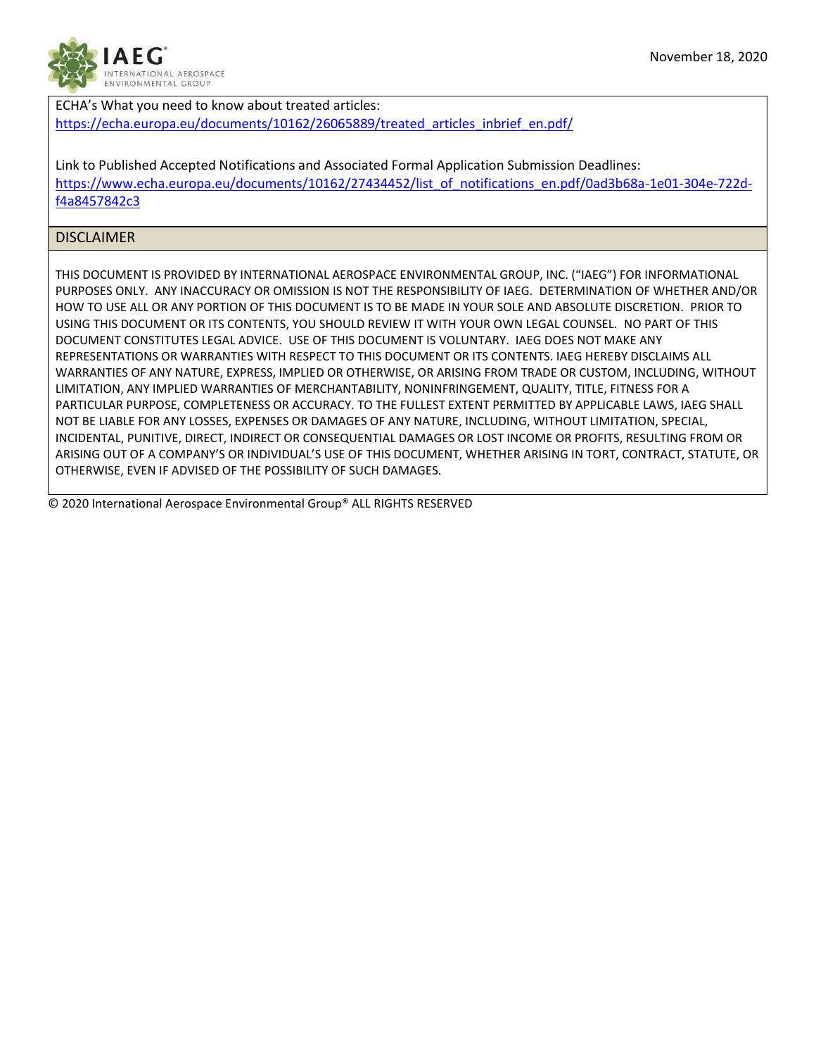ECHA's What you need to know about treated articles:
https://echa.europa.eu/documents/10162/26065889/treated_articles_inbrief_en.pdf/

Link to Published Accepted Notifications and Associated Formal Application Submission Deadlines:
https://www.echa.europa.eu/documents/10162/27434452/list_of_notifications_en.pdf/0ad3b68a-1e01-304e-722d-f4a8457842c3

## DISCLAIMER

THIS DOCUMENT IS PROVIDED BY INTERNATIONAL AEROSPACE ENVIRONMENTAL GROUP, INC. ("IAEG") FOR INFORMATIONAL PURPOSES ONLY. ANY INACCURACY OR OMISSION IS NOT THE RESPONSIBILITY OF IAEG. DETERMINATION OF WHETHER AND/OR HOW TO USE ALL OR ANY PORTION OF THIS DOCUMENT IS TO BE MADE IN YOUR SOLE AND ABSOLUTE DISCRETION. PRIOR TO USING THIS DOCUMENT OR ITS CONTENTS, YOU SHOULD REVIEW IT WITH YOUR OWN LEGAL COUNSEL. NO PART OF THIS DOCUMENT CONSTITUTES LEGAL ADVICE. USE OF THIS DOCUMENT IS VOLUNTARY. IAEG DOES NOT MAKE ANY REPRESENTATIONS OR WARRANTIES WITH RESPECT TO THIS DOCUMENT OR ITS CONTENTS. IAEG HEREBY DISCLAIMS ALL WARRANTIES OF ANY NATURE, EXPRESS, IMPLIED OR OTHERWISE, OR ARISING FROM TRADE OR CUSTOM, INCLUDING, WITHOUT LIMITATION, ANY IMPLIED WARRANTIES OF MERCHANTABILITY, NONINFRINGEMENT, QUALITY, TITLE, FITNESS FOR A PARTICULAR PURPOSE, COMPLETENESS OR ACCURACY. TO THE FULLEST EXTENT PERMITTED BY APPLICABLE LAWS, IAEG SHALL NOT BE LIABLE FOR ANY LOSSES, EXPENSES OR DAMAGES OF ANY NATURE, INCLUDING, WITHOUT LIMITATION, SPECIAL, INCIDENTAL, PUNITIVE, DIRECT, INDIRECT OR CONSEQUENTIAL DAMAGES OR LOST INCOME OR PROFITS, RESULTING FROM OR ARISING OUT OF A COMPANY'S OR INDIVIDUAL'S USE OF THIS DOCUMENT, WHETHER ARISING IN TORT, CONTRACT, STATUTE, OR OTHERWISE, EVEN IF ADVISED OF THE POSSIBILITY OF SUCH DAMAGES.

© 2020 International Aerospace Environmental Group® ALL RIGHTS RESERVED